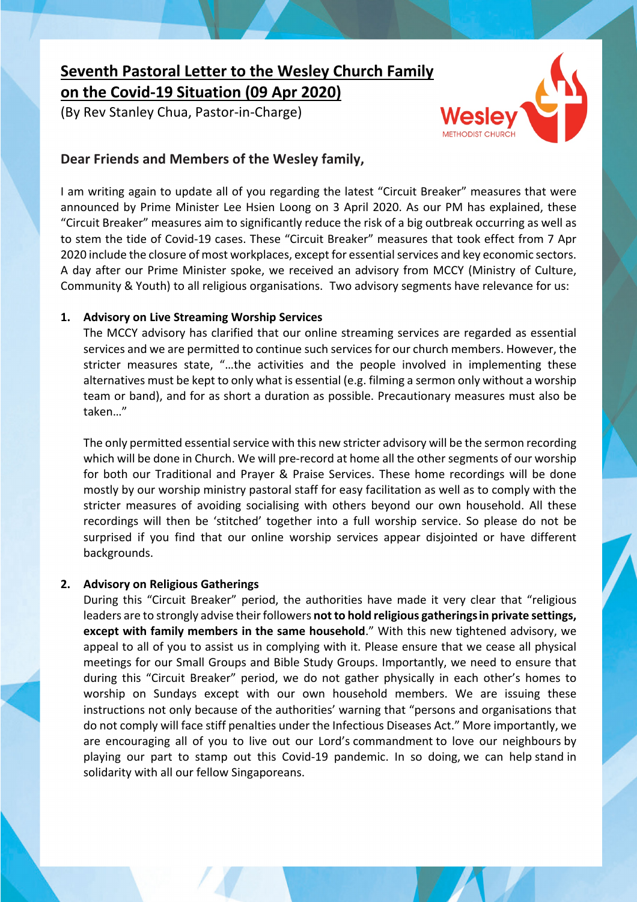# Seventh Pastoral Letter to the Wesley Church Family on the Covid-19 Situation (09 Apr 2020)

(By Rev Stanley Chua, Pastor-in-Charge)

Wesley METHODIST CHURCH

## Dear Friends and Members of the Wesley family,

I am writing again to update all of you regarding the latest "Circuit Breaker" measures that were announced by Prime Minister Lee Hsien Loong on 3 April 2020. As our PM has explained, these "Circuit Breaker" measures aim to significantly reduce the risk of a big outbreak occurring as well as to stem the tide of Covid-19 cases. These "Circuit Breaker" measures that took effect from 7 Apr 2020 include the closure of most workplaces, except for essential services and key economic sectors. A day after our Prime Minister spoke, we received an advisory from MCCY (Ministry of Culture, Community & Youth) to all religious organisations. Two advisory segments have relevance for us:

1. **Advisory on Live Streaming Worship Services**

   The MCCY advisory has clarified that our online streaming services are regarded as essential services and we are permitted to continue such services for our church members. However, the stricter measures state, "…the activities and the people involved in implementing these alternatives must be kept to only what is essential (e.g. filming a sermon only without a worship team or band), and for as short a duration as possible. Precautionary measures must also be taken…"

   The only permitted essential service with this new stricter advisory will be the sermon recording which will be done in Church. We will pre-record at home all the other segments of our worship for both our Traditional and Prayer & Praise Services. These home recordings will be done mostly by our worship ministry pastoral staff for easy facilitation as well as to comply with the stricter measures of avoiding socialising with others beyond our own household. All these recordings will then be 'stitched' together into a full worship service. So please do not be surprised if you find that our online worship services appear disjointed or have different backgrounds.

2. **Advisory on Religious Gatherings**

   During this "Circuit Breaker" period, the authorities have made it very clear that "religious leaders are to strongly advise their followers **not to hold religious gatherings in private settings, except with family members in the same household**." With this new tightened advisory, we appeal to all of you to assist us in complying with it. Please ensure that we cease all physical meetings for our Small Groups and Bible Study Groups. Importantly, we need to ensure that during this "Circuit Breaker" period, we do not gather physically in each other's homes to worship on Sundays except with our own household members. We are issuing these instructions not only because of the authorities' warning that "persons and organisations that do not comply will face stiff penalties under the Infectious Diseases Act." More importantly, we are encouraging all of you to live out our Lord's commandment to love our neighbours by playing our part to stamp out this Covid-19 pandemic. In so doing, we can help stand in solidarity with all our fellow Singaporeans.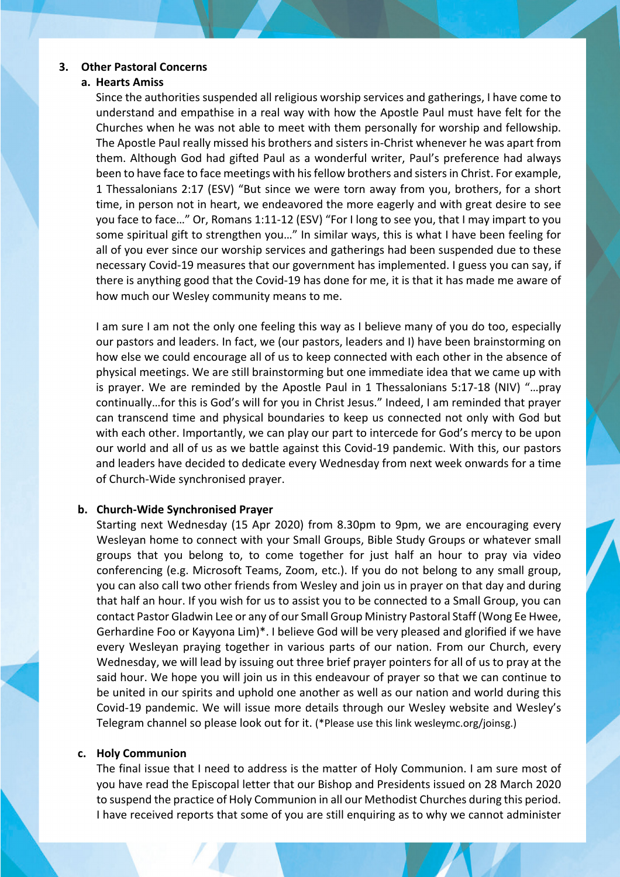## 3. Other Pastoral Concerns

### a. Hearts Amiss

Since the authorities suspended all religious worship services and gatherings, I have come to understand and empathise in a real way with how the Apostle Paul must have felt for the Churches when he was not able to meet with them personally for worship and fellowship. The Apostle Paul really missed his brothers and sisters in-Christ whenever he was apart from them. Although God had gifted Paul as a wonderful writer, Paul's preference had always been to have face to face meetings with his fellow brothers and sisters in Christ. For example, 1 Thessalonians 2:17 (ESV) "But since we were torn away from you, brothers, for a short time, in person not in heart, we endeavored the more eagerly and with great desire to see you face to face…" Or, Romans 1:11-12 (ESV) "For I long to see you, that I may impart to you some spiritual gift to strengthen you…" In similar ways, this is what I have been feeling for all of you ever since our worship services and gatherings had been suspended due to these necessary Covid-19 measures that our government has implemented. I guess you can say, if there is anything good that the Covid-19 has done for me, it is that it has made me aware of how much our Wesley community means to me.

I am sure I am not the only one feeling this way as I believe many of you do too, especially our pastors and leaders. In fact, we (our pastors, leaders and I) have been brainstorming on how else we could encourage all of us to keep connected with each other in the absence of physical meetings. We are still brainstorming but one immediate idea that we came up with is prayer. We are reminded by the Apostle Paul in 1 Thessalonians 5:17-18 (NIV) "…pray continually…for this is God's will for you in Christ Jesus." Indeed, I am reminded that prayer can transcend time and physical boundaries to keep us connected not only with God but with each other. Importantly, we can play our part to intercede for God's mercy to be upon our world and all of us as we battle against this Covid-19 pandemic. With this, our pastors and leaders have decided to dedicate every Wednesday from next week onwards for a time of Church-Wide synchronised prayer.

### b. Church-Wide Synchronised Prayer

Starting next Wednesday (15 Apr 2020) from 8.30pm to 9pm, we are encouraging every Wesleyan home to connect with your Small Groups, Bible Study Groups or whatever small groups that you belong to, to come together for just half an hour to pray via video conferencing (e.g. Microsoft Teams, Zoom, etc.). If you do not belong to any small group, you can also call two other friends from Wesley and join us in prayer on that day and during that half an hour. If you wish for us to assist you to be connected to a Small Group, you can contact Pastor Gladwin Lee or any of our Small Group Ministry Pastoral Staff (Wong Ee Hwee, Gerhardine Foo or Kayyona Lim)*. I believe God will be very pleased and glorified if we have every Wesleyan praying together in various parts of our nation. From our Church, every Wednesday, we will lead by issuing out three brief prayer pointers for all of us to pray at the said hour. We hope you will join us in this endeavour of prayer so that we can continue to be united in our spirits and uphold one another as well as our nation and world during this Covid-19 pandemic. We will issue more details through our Wesley website and Wesley's Telegram channel so please look out for it. (*Please use this link wesleymc.org/joinsg.)

### c. Holy Communion

The final issue that I need to address is the matter of Holy Communion. I am sure most of you have read the Episcopal letter that our Bishop and Presidents issued on 28 March 2020 to suspend the practice of Holy Communion in all our Methodist Churches during this period. I have received reports that some of you are still enquiring as to why we cannot administer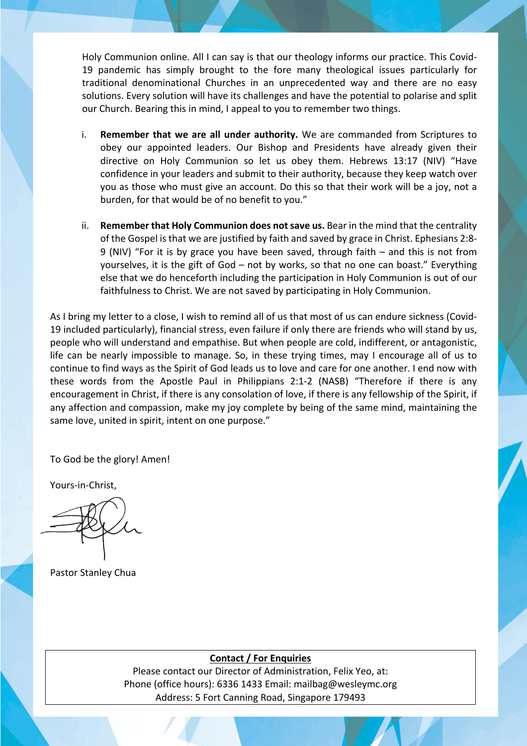Holy Communion online. All I can say is that our theology informs our practice. This Covid-19 pandemic has simply brought to the fore many theological issues particularly for traditional denominational Churches in an unprecedented way and there are no easy solutions. Every solution will have its challenges and have the potential to polarise and split our Church. Bearing this in mind, I appeal to you to remember two things.

i. **Remember that we are all under authority.** We are commanded from Scriptures to obey our appointed leaders. Our Bishop and Presidents have already given their directive on Holy Communion so let us obey them. Hebrews 13:17 (NIV) "Have confidence in your leaders and submit to their authority, because they keep watch over you as those who must give an account. Do this so that their work will be a joy, not a burden, for that would be of no benefit to you."

ii. **Remember that Holy Communion does not save us.** Bear in the mind that the centrality of the Gospel is that we are justified by faith and saved by grace in Christ. Ephesians 2:8-9 (NIV) "For it is by grace you have been saved, through faith – and this is not from yourselves, it is the gift of God – not by works, so that no one can boast." Everything else that we do henceforth including the participation in Holy Communion is out of our faithfulness to Christ. We are not saved by participating in Holy Communion.

As I bring my letter to a close, I wish to remind all of us that most of us can endure sickness (Covid-19 included particularly), financial stress, even failure if only there are friends who will stand by us, people who will understand and empathise. But when people are cold, indifferent, or antagonistic, life can be nearly impossible to manage. So, in these trying times, may I encourage all of us to continue to find ways as the Spirit of God leads us to love and care for one another. I end now with these words from the Apostle Paul in Philippians 2:1-2 (NASB) "Therefore if there is any encouragement in Christ, if there is any consolation of love, if there is any fellowship of the Spirit, if any affection and compassion, make my joy complete by being of the same mind, maintaining the same love, united in spirit, intent on one purpose."

To God be the glory! Amen!

Yours-in-Christ,

Pastor Stanley Chua

**Contact / For Enquiries**

Please contact our Director of Administration, Felix Yeo, at:
Phone (office hours): 6336 1433 Email: mailbag@wesleymc.org
Address: 5 Fort Canning Road, Singapore 179493